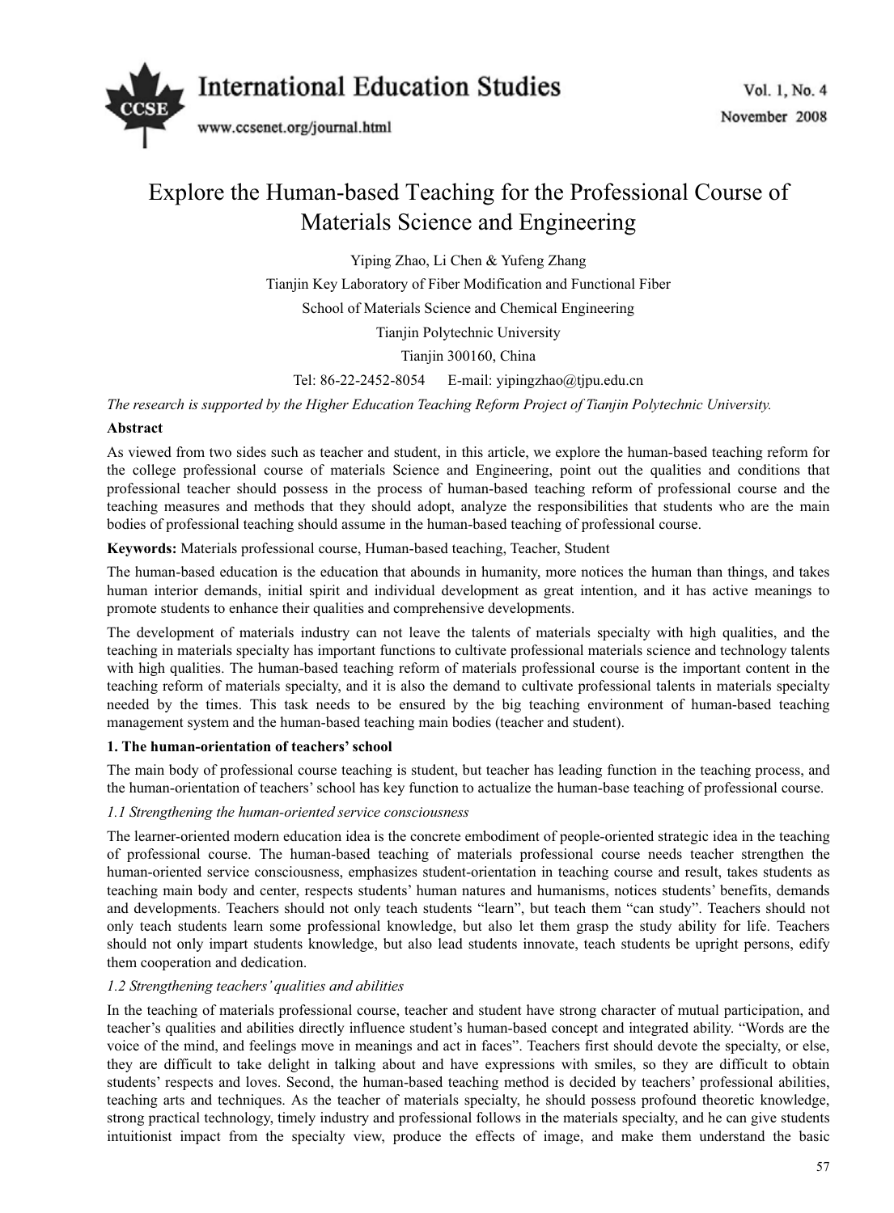# Explore the Human-based Teaching for the Professional Course of Materials Science and Engineering

Yiping Zhao, Li Chen & Yufeng Zhang

Tianjin Key Laboratory of Fiber Modification and Functional Fiber

School of Materials Science and Chemical Engineering

Tianjin Polytechnic University

Tianjin 300160, China

Tel: 86-22-2452-8054 E-mail: yipingzhao@tjpu.edu.cn

*The research is supported by the Higher Education Teaching Reform Project of Tianjin Polytechnic University.*

**Abstract**

As viewed from two sides such as teacher and student, in this article, we explore the human-based teaching reform for the college professional course of materials Science and Engineering, point out the qualities and conditions that professional teacher should possess in the process of human-based teaching reform of professional course and the teaching measures and methods that they should adopt, analyze the responsibilities that students who are the main bodies of professional teaching should assume in the human-based teaching of professional course.

**Keywords:** Materials professional course, Human-based teaching, Teacher, Student

The human-based education is the education that abounds in humanity, more notices the human than things, and takes human interior demands, initial spirit and individual development as great intention, and it has active meanings to promote students to enhance their qualities and comprehensive developments.

The development of materials industry can not leave the talents of materials specialty with high qualities, and the teaching in materials specialty has important functions to cultivate professional materials science and technology talents with high qualities. The human-based teaching reform of materials professional course is the important content in the teaching reform of materials specialty, and it is also the demand to cultivate professional talents in materials specialty needed by the times. This task needs to be ensured by the big teaching environment of human-based teaching management system and the human-based teaching main bodies (teacher and student).

## 1. The human-orientation of teachers' school

The main body of professional course teaching is student, but teacher has leading function in the teaching process, and the human-orientation of teachers' school has key function to actualize the human-base teaching of professional course.

### *1.1 Strengthening the human-oriented service consciousness*

The learner-oriented modern education idea is the concrete embodiment of people-oriented strategic idea in the teaching of professional course. The human-based teaching of materials professional course needs teacher strengthen the human-oriented service consciousness, emphasizes student-orientation in teaching course and result, takes students as teaching main body and center, respects students' human natures and humanisms, notices students' benefits, demands and developments. Teachers should not only teach students "learn", but teach them "can study". Teachers should not only teach students learn some professional knowledge, but also let them grasp the study ability for life. Teachers should not only impart students knowledge, but also lead students innovate, teach students be upright persons, edify them cooperation and dedication.

### *1.2 Strengthening teachers' qualities and abilities*

In the teaching of materials professional course, teacher and student have strong character of mutual participation, and teacher's qualities and abilities directly influence student's human-based concept and integrated ability. "Words are the voice of the mind, and feelings move in meanings and act in faces". Teachers first should devote the specialty, or else, they are difficult to take delight in talking about and have expressions with smiles, so they are difficult to obtain students' respects and loves. Second, the human-based teaching method is decided by teachers' professional abilities, teaching arts and techniques. As the teacher of materials specialty, he should possess profound theoretic knowledge, strong practical technology, timely industry and professional follows in the materials specialty, and he can give students intuitionist impact from the specialty view, produce the effects of image, and make them understand the basic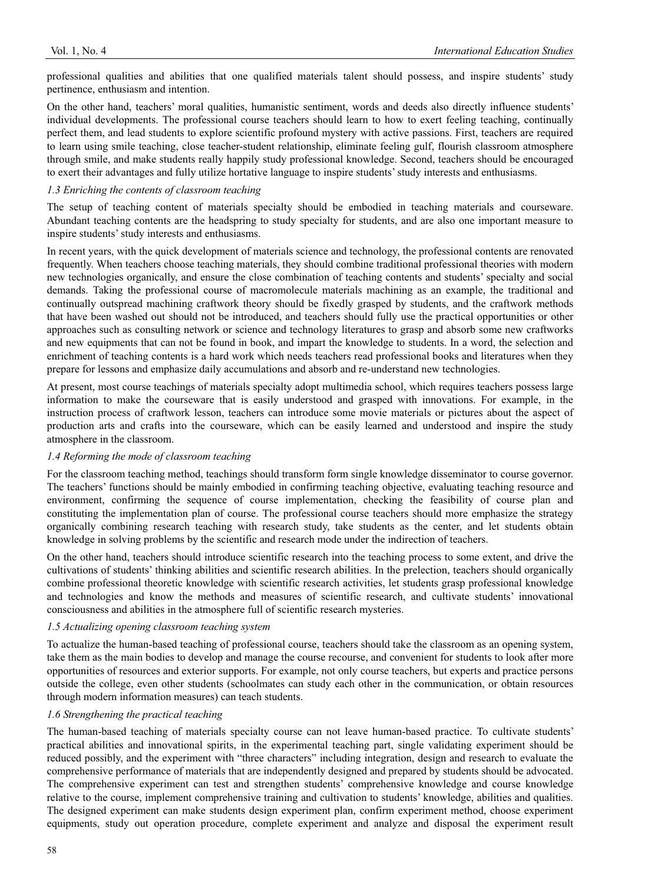professional qualities and abilities that one qualified materials talent should possess, and inspire students' study pertinence, enthusiasm and intention.

On the other hand, teachers' moral qualities, humanistic sentiment, words and deeds also directly influence students' individual developments. The professional course teachers should learn to how to exert feeling teaching, continually perfect them, and lead students to explore scientific profound mystery with active passions. First, teachers are required to learn using smile teaching, close teacher-student relationship, eliminate feeling gulf, flourish classroom atmosphere through smile, and make students really happily study professional knowledge. Second, teachers should be encouraged to exert their advantages and fully utilize hortative language to inspire students' study interests and enthusiasms.

### *1.3 Enriching the contents of classroom teaching*

The setup of teaching content of materials specialty should be embodied in teaching materials and courseware. Abundant teaching contents are the headspring to study specialty for students, and are also one important measure to inspire students' study interests and enthusiasms.

In recent years, with the quick development of materials science and technology, the professional contents are renovated frequently. When teachers choose teaching materials, they should combine traditional professional theories with modern new technologies organically, and ensure the close combination of teaching contents and students' specialty and social demands. Taking the professional course of macromolecule materials machining as an example, the traditional and continually outspread machining craftwork theory should be fixedly grasped by students, and the craftwork methods that have been washed out should not be introduced, and teachers should fully use the practical opportunities or other approaches such as consulting network or science and technology literatures to grasp and absorb some new craftworks and new equipments that can not be found in book, and impart the knowledge to students. In a word, the selection and enrichment of teaching contents is a hard work which needs teachers read professional books and literatures when they prepare for lessons and emphasize daily accumulations and absorb and re-understand new technologies.

At present, most course teachings of materials specialty adopt multimedia school, which requires teachers possess large information to make the courseware that is easily understood and grasped with innovations. For example, in the instruction process of craftwork lesson, teachers can introduce some movie materials or pictures about the aspect of production arts and crafts into the courseware, which can be easily learned and understood and inspire the study atmosphere in the classroom.

### *1.4 Reforming the mode of classroom teaching*

For the classroom teaching method, teachings should transform form single knowledge disseminator to course governor. The teachers' functions should be mainly embodied in confirming teaching objective, evaluating teaching resource and environment, confirming the sequence of course implementation, checking the feasibility of course plan and constituting the implementation plan of course. The professional course teachers should more emphasize the strategy organically combining research teaching with research study, take students as the center, and let students obtain knowledge in solving problems by the scientific and research mode under the indirection of teachers.

On the other hand, teachers should introduce scientific research into the teaching process to some extent, and drive the cultivations of students' thinking abilities and scientific research abilities. In the prelection, teachers should organically combine professional theoretic knowledge with scientific research activities, let students grasp professional knowledge and technologies and know the methods and measures of scientific research, and cultivate students' innovational consciousness and abilities in the atmosphere full of scientific research mysteries.

### *1.5 Actualizing opening classroom teaching system*

To actualize the human-based teaching of professional course, teachers should take the classroom as an opening system, take them as the main bodies to develop and manage the course recourse, and convenient for students to look after more opportunities of resources and exterior supports. For example, not only course teachers, but experts and practice persons outside the college, even other students (schoolmates can study each other in the communication, or obtain resources through modern information measures) can teach students.

### *1.6 Strengthening the practical teaching*

The human-based teaching of materials specialty course can not leave human-based practice. To cultivate students' practical abilities and innovational spirits, in the experimental teaching part, single validating experiment should be reduced possibly, and the experiment with "three characters" including integration, design and research to evaluate the comprehensive performance of materials that are independently designed and prepared by students should be advocated. The comprehensive experiment can test and strengthen students' comprehensive knowledge and course knowledge relative to the course, implement comprehensive training and cultivation to students' knowledge, abilities and qualities. The designed experiment can make students design experiment plan, confirm experiment method, choose experiment equipments, study out operation procedure, complete experiment and analyze and disposal the experiment result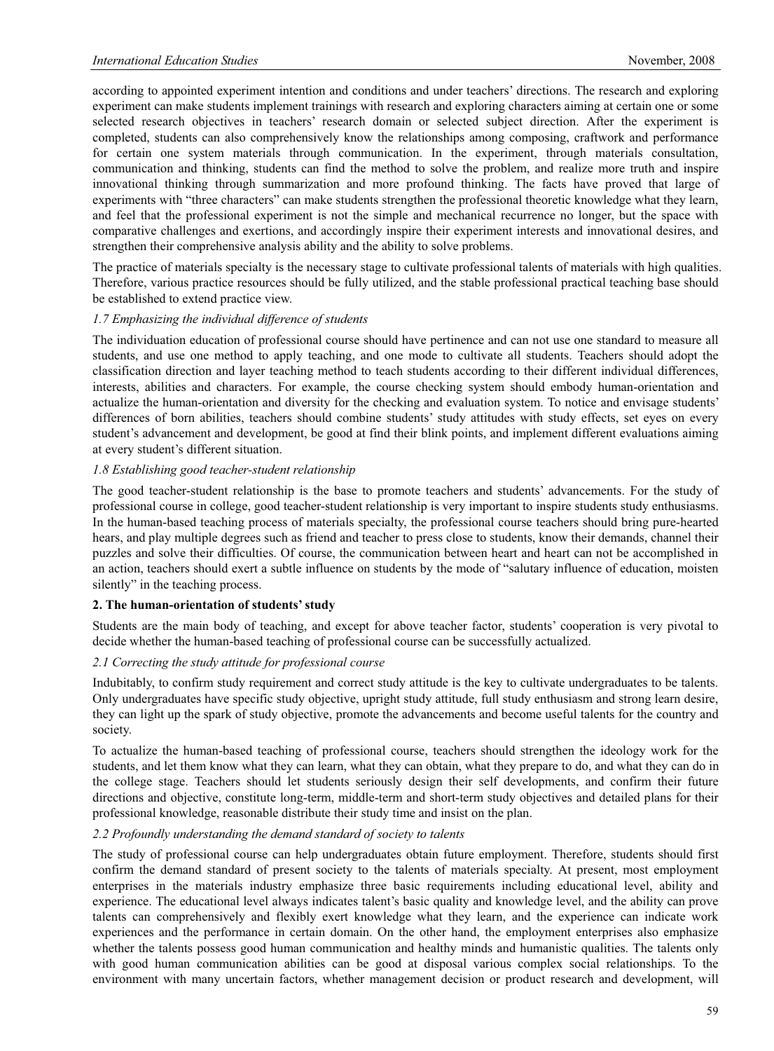according to appointed experiment intention and conditions and under teachers' directions. The research and exploring experiment can make students implement trainings with research and exploring characters aiming at certain one or some selected research objectives in teachers' research domain or selected subject direction. After the experiment is completed, students can also comprehensively know the relationships among composing, craftwork and performance for certain one system materials through communication. In the experiment, through materials consultation, communication and thinking, students can find the method to solve the problem, and realize more truth and inspire innovational thinking through summarization and more profound thinking. The facts have proved that large of experiments with "three characters" can make students strengthen the professional theoretic knowledge what they learn, and feel that the professional experiment is not the simple and mechanical recurrence no longer, but the space with comparative challenges and exertions, and accordingly inspire their experiment interests and innovational desires, and strengthen their comprehensive analysis ability and the ability to solve problems.

The practice of materials specialty is the necessary stage to cultivate professional talents of materials with high qualities. Therefore, various practice resources should be fully utilized, and the stable professional practical teaching base should be established to extend practice view.

### *1.7 Emphasizing the individual difference of students*

The individuation education of professional course should have pertinence and can not use one standard to measure all students, and use one method to apply teaching, and one mode to cultivate all students. Teachers should adopt the classification direction and layer teaching method to teach students according to their different individual differences, interests, abilities and characters. For example, the course checking system should embody human-orientation and actualize the human-orientation and diversity for the checking and evaluation system. To notice and envisage students' differences of born abilities, teachers should combine students' study attitudes with study effects, set eyes on every student's advancement and development, be good at find their blink points, and implement different evaluations aiming at every student's different situation.

### *1.8 Establishing good teacher-student relationship*

The good teacher-student relationship is the base to promote teachers and students' advancements. For the study of professional course in college, good teacher-student relationship is very important to inspire students study enthusiasms. In the human-based teaching process of materials specialty, the professional course teachers should bring pure-hearted hears, and play multiple degrees such as friend and teacher to press close to students, know their demands, channel their puzzles and solve their difficulties. Of course, the communication between heart and heart can not be accomplished in an action, teachers should exert a subtle influence on students by the mode of "salutary influence of education, moisten silently" in the teaching process.

## **2. The human-orientation of students' study**

Students are the main body of teaching, and except for above teacher factor, students' cooperation is very pivotal to decide whether the human-based teaching of professional course can be successfully actualized.

### *2.1 Correcting the study attitude for professional course*

Indubitably, to confirm study requirement and correct study attitude is the key to cultivate undergraduates to be talents. Only undergraduates have specific study objective, upright study attitude, full study enthusiasm and strong learn desire, they can light up the spark of study objective, promote the advancements and become useful talents for the country and society.

To actualize the human-based teaching of professional course, teachers should strengthen the ideology work for the students, and let them know what they can learn, what they can obtain, what they prepare to do, and what they can do in the college stage. Teachers should let students seriously design their self developments, and confirm their future directions and objective, constitute long-term, middle-term and short-term study objectives and detailed plans for their professional knowledge, reasonable distribute their study time and insist on the plan.

### *2.2 Profoundly understanding the demand standard of society to talents*

The study of professional course can help undergraduates obtain future employment. Therefore, students should first confirm the demand standard of present society to the talents of materials specialty. At present, most employment enterprises in the materials industry emphasize three basic requirements including educational level, ability and experience. The educational level always indicates talent's basic quality and knowledge level, and the ability can prove talents can comprehensively and flexibly exert knowledge what they learn, and the experience can indicate work experiences and the performance in certain domain. On the other hand, the employment enterprises also emphasize whether the talents possess good human communication and healthy minds and humanistic qualities. The talents only with good human communication abilities can be good at disposal various complex social relationships. To the environment with many uncertain factors, whether management decision or product research and development, will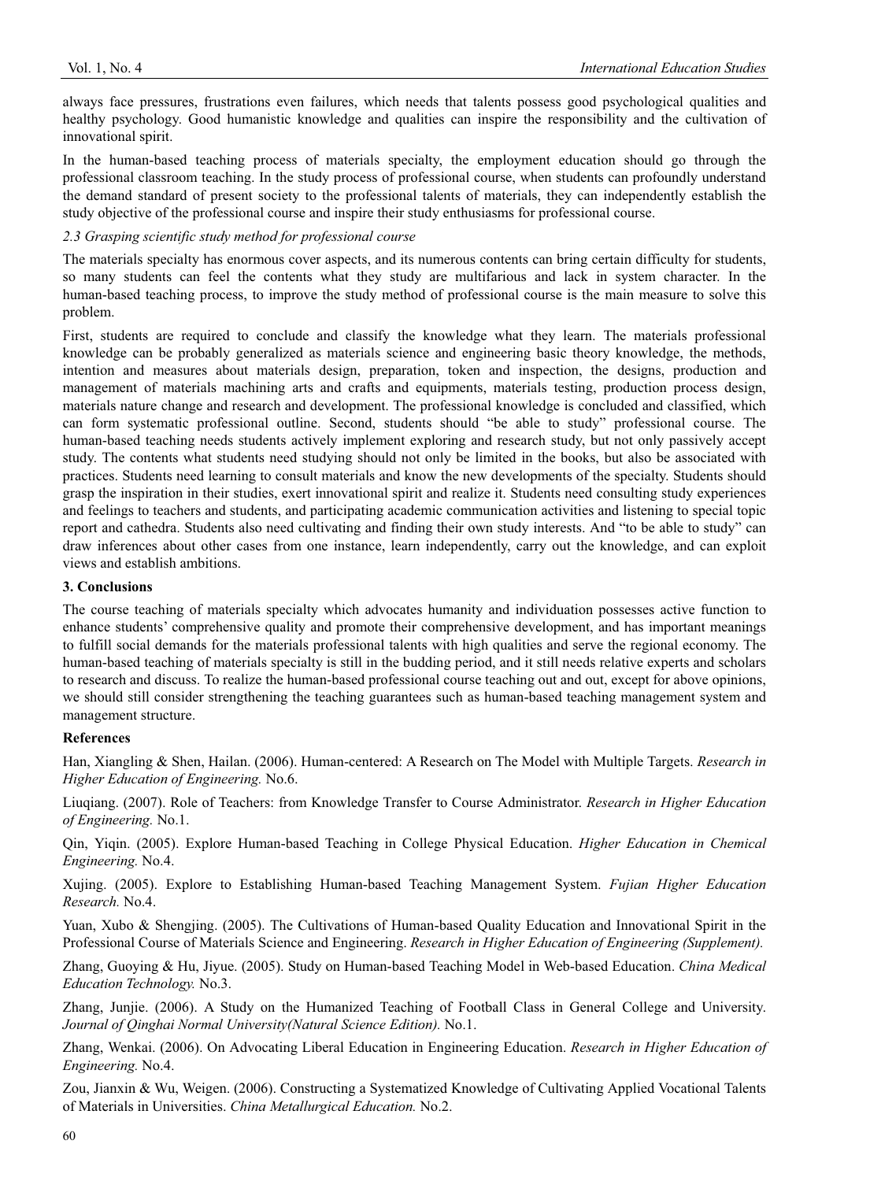always face pressures, frustrations even failures, which needs that talents possess good psychological qualities and healthy psychology. Good humanistic knowledge and qualities can inspire the responsibility and the cultivation of innovational spirit.

In the human-based teaching process of materials specialty, the employment education should go through the professional classroom teaching. In the study process of professional course, when students can profoundly understand the demand standard of present society to the professional talents of materials, they can independently establish the study objective of the professional course and inspire their study enthusiasms for professional course.

### *2.3 Grasping scientific study method for professional course*

The materials specialty has enormous cover aspects, and its numerous contents can bring certain difficulty for students, so many students can feel the contents what they study are multifarious and lack in system character. In the human-based teaching process, to improve the study method of professional course is the main measure to solve this problem.

First, students are required to conclude and classify the knowledge what they learn. The materials professional knowledge can be probably generalized as materials science and engineering basic theory knowledge, the methods, intention and measures about materials design, preparation, token and inspection, the designs, production and management of materials machining arts and crafts and equipments, materials testing, production process design, materials nature change and research and development. The professional knowledge is concluded and classified, which can form systematic professional outline. Second, students should "be able to study" professional course. The human-based teaching needs students actively implement exploring and research study, but not only passively accept study. The contents what students need studying should not only be limited in the books, but also be associated with practices. Students need learning to consult materials and know the new developments of the specialty. Students should grasp the inspiration in their studies, exert innovational spirit and realize it. Students need consulting study experiences and feelings to teachers and students, and participating academic communication activities and listening to special topic report and cathedra. Students also need cultivating and finding their own study interests. And "to be able to study" can draw inferences about other cases from one instance, learn independently, carry out the knowledge, and can exploit views and establish ambitions.

## **3. Conclusions**

The course teaching of materials specialty which advocates humanity and individuation possesses active function to enhance students' comprehensive quality and promote their comprehensive development, and has important meanings to fulfill social demands for the materials professional talents with high qualities and serve the regional economy. The human-based teaching of materials specialty is still in the budding period, and it still needs relative experts and scholars to research and discuss. To realize the human-based professional course teaching out and out, except for above opinions, we should still consider strengthening the teaching guarantees such as human-based teaching management system and management structure.

## **References**

Han, Xiangling & Shen, Hailan. (2006). Human-centered: A Research on The Model with Multiple Targets. *Research in Higher Education of Engineering.* No.6.

Liuqiang. (2007). Role of Teachers: from Knowledge Transfer to Course Administrator. *Research in Higher Education of Engineering.* No.1.

Qin, Yiqin. (2005). Explore Human-based Teaching in College Physical Education. *Higher Education in Chemical Engineering.* No.4.

Xujing. (2005). Explore to Establishing Human-based Teaching Management System. *Fujian Higher Education Research.* No.4.

Yuan, Xubo & Shengjing. (2005). The Cultivations of Human-based Quality Education and Innovational Spirit in the Professional Course of Materials Science and Engineering. *Research in Higher Education of Engineering (Supplement).*

Zhang, Guoying & Hu, Jiyue. (2005). Study on Human-based Teaching Model in Web-based Education. *China Medical Education Technology.* No.3.

Zhang, Junjie. (2006). A Study on the Humanized Teaching of Football Class in General College and University. *Journal of Qinghai Normal University(Natural Science Edition).* No.1.

Zhang, Wenkai. (2006). On Advocating Liberal Education in Engineering Education. *Research in Higher Education of Engineering.* No.4.

Zou, Jianxin & Wu, Weigen. (2006). Constructing a Systematized Knowledge of Cultivating Applied Vocational Talents of Materials in Universities. *China Metallurgical Education.* No.2.